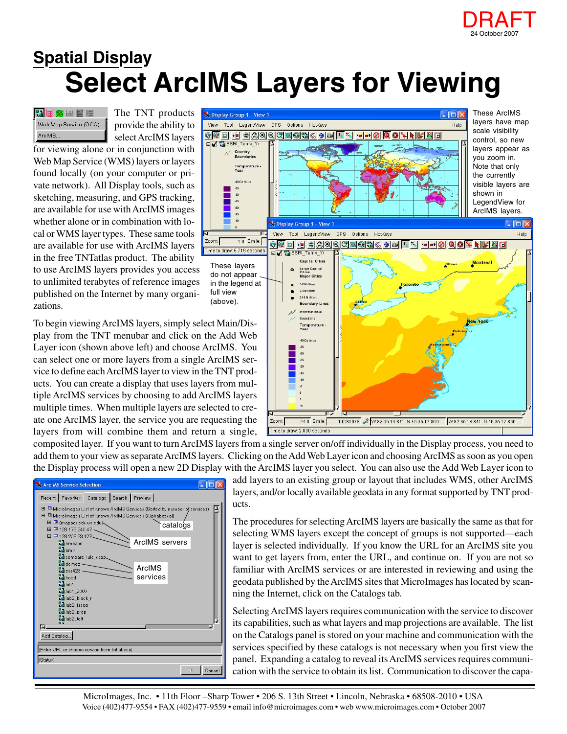DRAFT
24 October 2007

# Spatial Display

# Select ArcIMS Layers for Viewing

The TNT products provide the ability to select ArcIMS layers for viewing alone or in conjunction with Web Map Service (WMS) layers or layers found locally (on your computer or private network). All Display tools, such as sketching, measuring, and GPS tracking, are available for use with ArcIMS images whether alone or in combination with local or WMS layer types. These same tools are available for use with ArcIMS layers in the free TNTatlas product. The ability to use ArcIMS layers provides you access to unlimited terabytes of reference images published on the Internet by many organizations.

These ArcIMS layers have map scale visibility control, so new layers appear as you zoom in. Note that only the currently visible layers are shown in LegendView for ArcIMS layers.

These layers do not appear in the legend at full view (above).

To begin viewing ArcIMS layers, simply select Main/Display from the TNT menubar and click on the Add Web Layer icon (shown above left) and choose ArcIMS. You can select one or more layers from a single ArcIMS service to define each ArcIMS layer to view in the TNT products. You can create a display that uses layers from multiple ArcIMS services by choosing to add ArcIMS layers multiple times. When multiple layers are selected to create one ArcIMS layer, the service you are requesting the layers from will combine them and return a single, composited layer. If you want to turn ArcIMS layers from a single server on/off individually in the Display process, you need to add them to your view as separate ArcIMS layers. Clicking on the Add Web Layer icon and choosing ArcIMS as soon as you open the Display process will open a new 2D Display with the ArcIMS layer you select. You can also use the Add Web Layer icon to add layers to an existing group or layout that includes WMS, other ArcIMS layers, and/or locally available geodata in any format supported by TNT products.

catalogs

ArcIMS servers

ArcIMS services

The procedures for selecting ArcIMS layers are basically the same as that for selecting WMS layers except the concept of groups is not supported—each layer is selected individually. If you know the URL for an ArcIMS site you want to get layers from, enter the URL, and continue on. If you are not so familiar with ArcIMS services or are interested in reviewing and using the geodata published by the ArcIMS sites that MicroImages has located by scanning the Internet, click on the Catalogs tab.

Selecting ArcIMS layers requires communication with the service to discover its capabilities, such as what layers and map projections are available. The list on the Catalogs panel is stored on your machine and communication with the services specified by these catalogs is not necessary when you first view the panel. Expanding a catalog to reveal its ArcIMS services requires communication with the service to obtain its list. Communication to discover the capa-

MicroImages, Inc. • 11th Floor –Sharp Tower • 206 S. 13th Street • Lincoln, Nebraska • 68508-2010 • USA
Voice (402)477-9554 • FAX (402)477-9559 • email info@microimages.com • web www.microimages.com • October 2007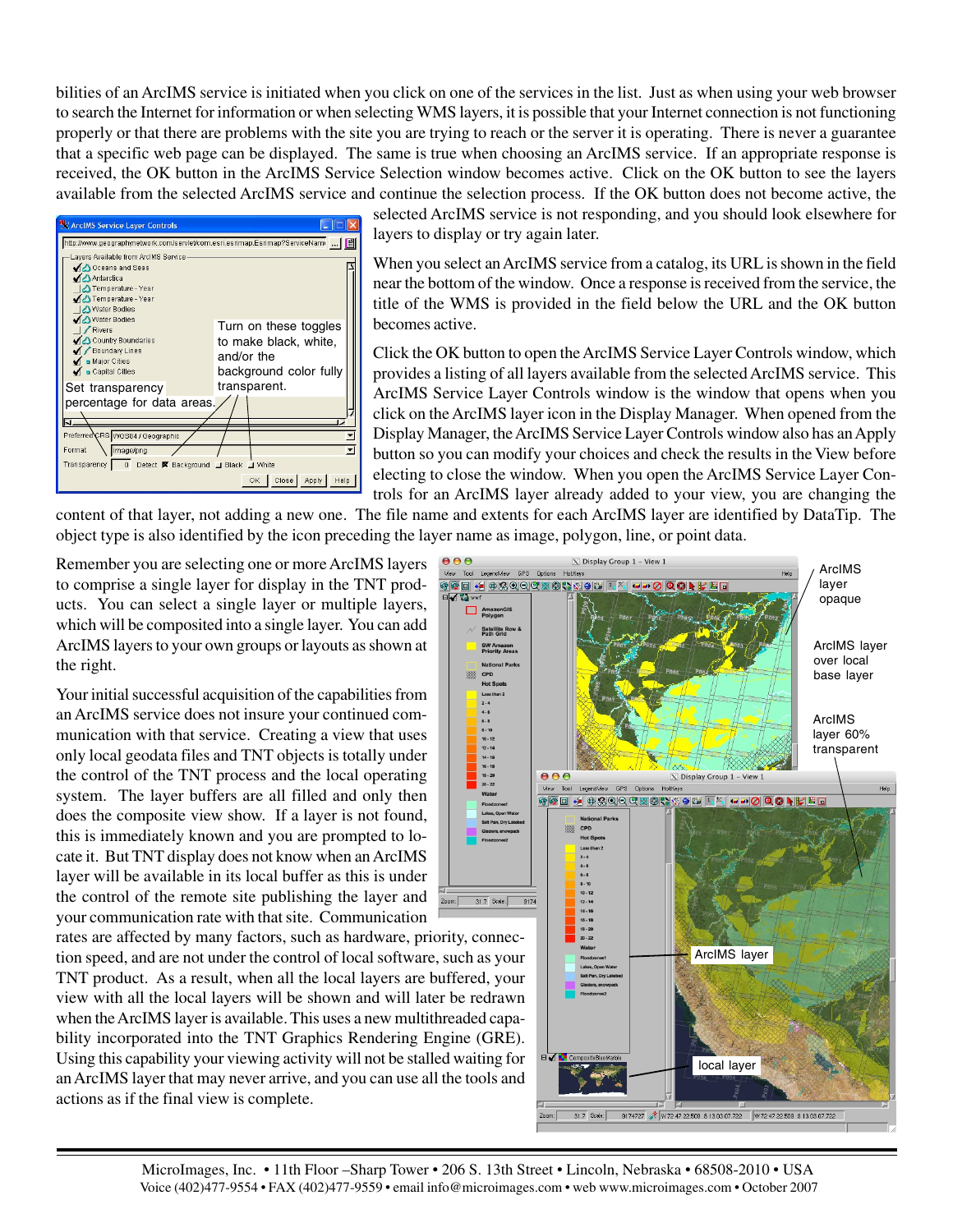bilities of an ArcIMS service is initiated when you click on one of the services in the list. Just as when using your web browser to search the Internet for information or when selecting WMS layers, it is possible that your Internet connection is not functioning properly or that there are problems with the site you are trying to reach or the server it is operating. There is never a guarantee that a specific web page can be displayed. The same is true when choosing an ArcIMS service. If an appropriate response is received, the OK button in the ArcIMS Service Selection window becomes active. Click on the OK button to see the layers available from the selected ArcIMS service and continue the selection process. If the OK button does not become active, the selected ArcIMS service is not responding, and you should look elsewhere for layers to display or try again later.

Turn on these toggles to make black, white, and/or the background color fully transparent.

Set transparency percentage for data areas.

When you select an ArcIMS service from a catalog, its URL is shown in the field near the bottom of the window. Once a response is received from the service, the title of the WMS is provided in the field below the URL and the OK button becomes active.

Click the OK button to open the ArcIMS Service Layer Controls window, which provides a listing of all layers available from the selected ArcIMS service. This ArcIMS Service Layer Controls window is the window that opens when you click on the ArcIMS layer icon in the Display Manager. When opened from the Display Manager, the ArcIMS Service Layer Controls window also has an Apply button so you can modify your choices and check the results in the View before electing to close the window. When you open the ArcIMS Service Layer Controls for an ArcIMS layer already added to your view, you are changing the content of that layer, not adding a new one. The file name and extents for each ArcIMS layer are identified by DataTip. The object type is also identified by the icon preceding the layer name as image, polygon, line, or point data.

Remember you are selecting one or more ArcIMS layers to comprise a single layer for display in the TNT products. You can select a single layer or multiple layers, which will be composited into a single layer. You can add ArcIMS layers to your own groups or layouts as shown at the right.

ArcIMS layer opaque

ArcIMS layer over local base layer

ArcIMS layer 60% transparent

ArcIMS layer

local layer

Your initial successful acquisition of the capabilities from an ArcIMS service does not insure your continued communication with that service. Creating a view that uses only local geodata files and TNT objects is totally under the control of the TNT process and the local operating system. The layer buffers are all filled and only then does the composite view show. If a layer is not found, this is immediately known and you are prompted to locate it. But TNT display does not know when an ArcIMS layer will be available in its local buffer as this is under the control of the remote site publishing the layer and your communication rate with that site. Communication rates are affected by many factors, such as hardware, priority, connection speed, and are not under the control of local software, such as your TNT product. As a result, when all the local layers are buffered, your view with all the local layers will be shown and will later be redrawn when the ArcIMS layer is available. This uses a new multithreaded capability incorporated into the TNT Graphics Rendering Engine (GRE). Using this capability your viewing activity will not be stalled waiting for an ArcIMS layer that may never arrive, and you can use all the tools and actions as if the final view is complete.

MicroImages, Inc. • 11th Floor –Sharp Tower • 206 S. 13th Street • Lincoln, Nebraska • 68508-2010 • USA
Voice (402)477-9554 • FAX (402)477-9559 • email info@microimages.com • web www.microimages.com • October 2007